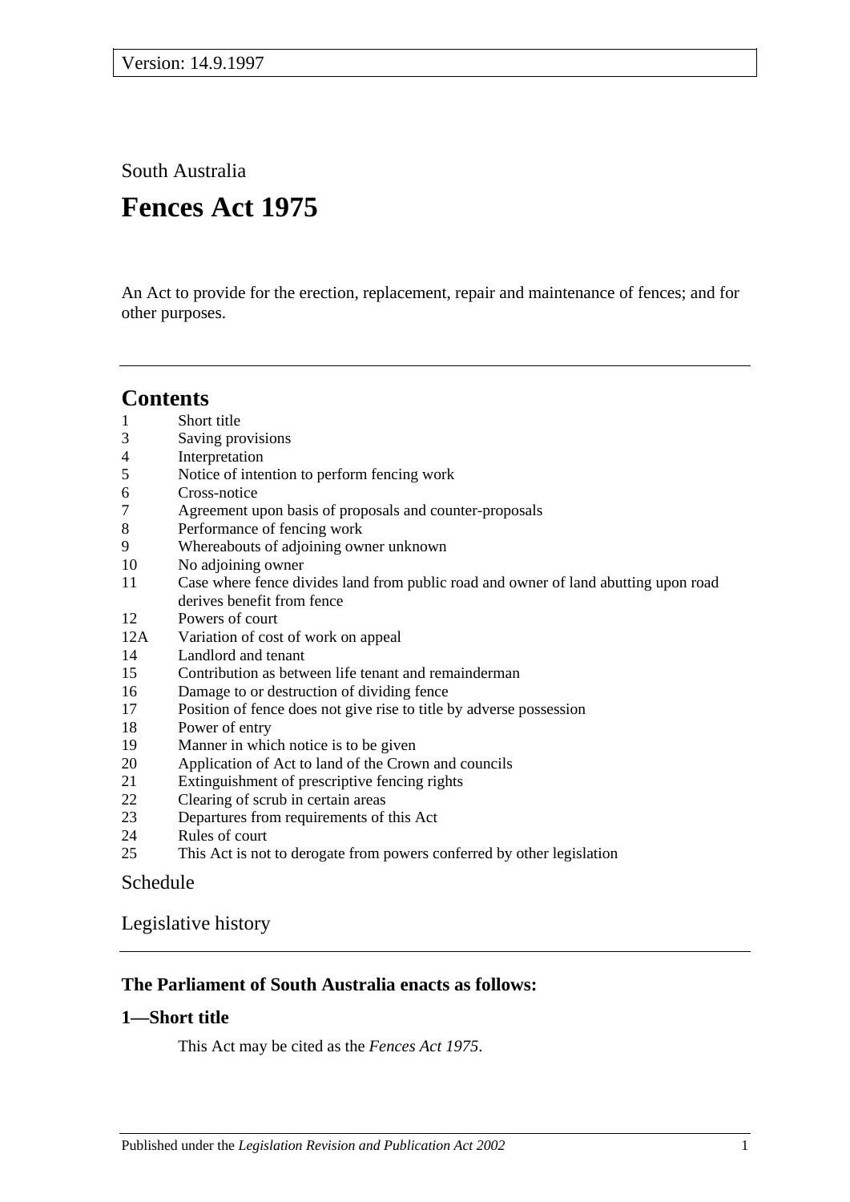Version: 14.9.1997

South Australia

# Fences Act 1975

An Act to provide for the erection, replacement, repair and maintenance of fences; and for other purposes.

## Contents

1 Short title
3 Saving provisions
4 Interpretation
5 Notice of intention to perform fencing work
6 Cross-notice
7 Agreement upon basis of proposals and counter-proposals
8 Performance of fencing work
9 Whereabouts of adjoining owner unknown
10 No adjoining owner
11 Case where fence divides land from public road and owner of land abutting upon road derives benefit from fence
12 Powers of court
12A Variation of cost of work on appeal
14 Landlord and tenant
15 Contribution as between life tenant and remainderman
16 Damage to or destruction of dividing fence
17 Position of fence does not give rise to title by adverse possession
18 Power of entry
19 Manner in which notice is to be given
20 Application of Act to land of the Crown and councils
21 Extinguishment of prescriptive fencing rights
22 Clearing of scrub in certain areas
23 Departures from requirements of this Act
24 Rules of court
25 This Act is not to derogate from powers conferred by other legislation

Schedule

Legislative history

### The Parliament of South Australia enacts as follows:

### 1—Short title

This Act may be cited as the *Fences Act 1975*.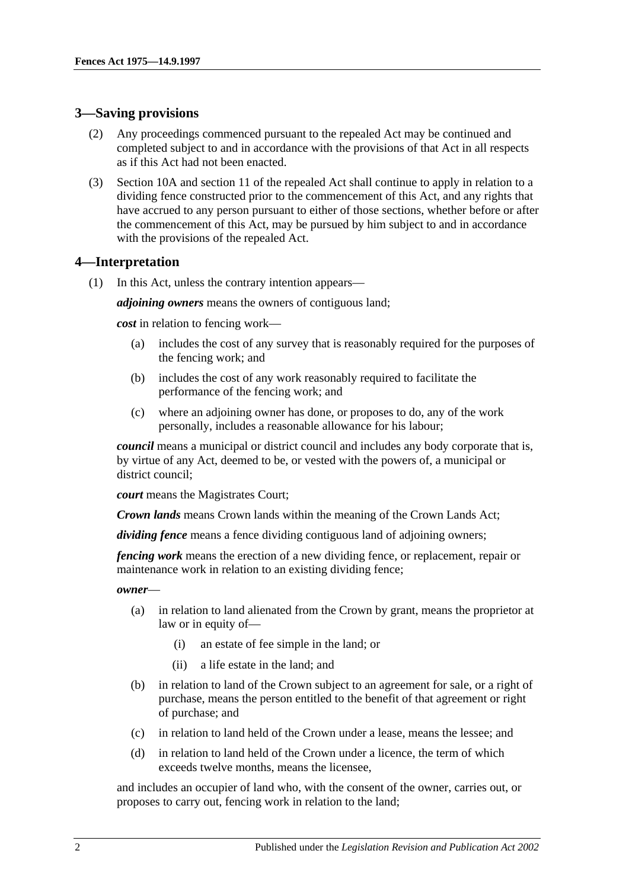## 3—Saving provisions

(2) Any proceedings commenced pursuant to the repealed Act may be continued and completed subject to and in accordance with the provisions of that Act in all respects as if this Act had not been enacted.

(3) Section 10A and section 11 of the repealed Act shall continue to apply in relation to a dividing fence constructed prior to the commencement of this Act, and any rights that have accrued to any person pursuant to either of those sections, whether before or after the commencement of this Act, may be pursued by him subject to and in accordance with the provisions of the repealed Act.

## 4—Interpretation

(1) In this Act, unless the contrary intention appears—

***adjoining owners*** means the owners of contiguous land;

***cost*** in relation to fencing work—

- (a) includes the cost of any survey that is reasonably required for the purposes of the fencing work; and
- (b) includes the cost of any work reasonably required to facilitate the performance of the fencing work; and
- (c) where an adjoining owner has done, or proposes to do, any of the work personally, includes a reasonable allowance for his labour;

***council*** means a municipal or district council and includes any body corporate that is, by virtue of any Act, deemed to be, or vested with the powers of, a municipal or district council;

***court*** means the Magistrates Court;

***Crown lands*** means Crown lands within the meaning of the Crown Lands Act;

***dividing fence*** means a fence dividing contiguous land of adjoining owners;

***fencing work*** means the erection of a new dividing fence, or replacement, repair or maintenance work in relation to an existing dividing fence;

***owner***—

- (a) in relation to land alienated from the Crown by grant, means the proprietor at law or in equity of—
  - (i) an estate of fee simple in the land; or
  - (ii) a life estate in the land; and
- (b) in relation to land of the Crown subject to an agreement for sale, or a right of purchase, means the person entitled to the benefit of that agreement or right of purchase; and
- (c) in relation to land held of the Crown under a lease, means the lessee; and
- (d) in relation to land held of the Crown under a licence, the term of which exceeds twelve months, means the licensee,

and includes an occupier of land who, with the consent of the owner, carries out, or proposes to carry out, fencing work in relation to the land;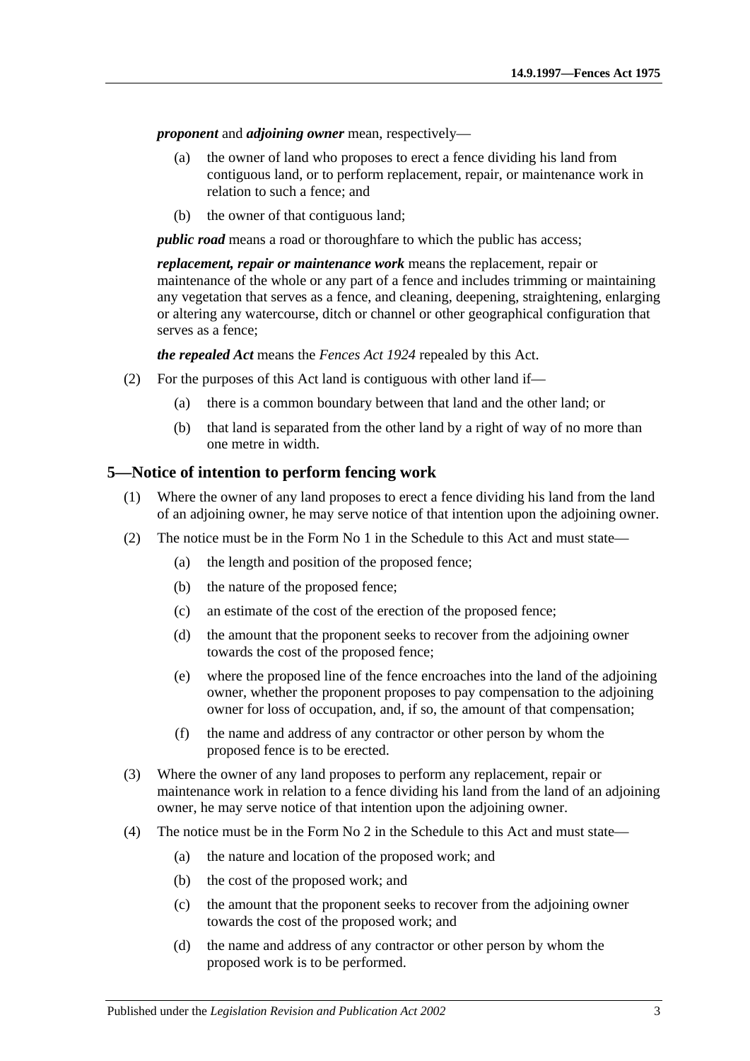***proponent*** and ***adjoining owner*** mean, respectively—

(a) the owner of land who proposes to erect a fence dividing his land from contiguous land, or to perform replacement, repair, or maintenance work in relation to such a fence; and

(b) the owner of that contiguous land;

***public road*** means a road or thoroughfare to which the public has access;

***replacement, repair or maintenance work*** means the replacement, repair or maintenance of the whole or any part of a fence and includes trimming or maintaining any vegetation that serves as a fence, and cleaning, deepening, straightening, enlarging or altering any watercourse, ditch or channel or other geographical configuration that serves as a fence;

***the repealed Act*** means the *Fences Act 1924* repealed by this Act.

(2) For the purposes of this Act land is contiguous with other land if—

(a) there is a common boundary between that land and the other land; or

(b) that land is separated from the other land by a right of way of no more than one metre in width.

## 5—Notice of intention to perform fencing work

(1) Where the owner of any land proposes to erect a fence dividing his land from the land of an adjoining owner, he may serve notice of that intention upon the adjoining owner.

(2) The notice must be in the Form No 1 in the Schedule to this Act and must state—

(a) the length and position of the proposed fence;

(b) the nature of the proposed fence;

(c) an estimate of the cost of the erection of the proposed fence;

(d) the amount that the proponent seeks to recover from the adjoining owner towards the cost of the proposed fence;

(e) where the proposed line of the fence encroaches into the land of the adjoining owner, whether the proponent proposes to pay compensation to the adjoining owner for loss of occupation, and, if so, the amount of that compensation;

(f) the name and address of any contractor or other person by whom the proposed fence is to be erected.

(3) Where the owner of any land proposes to perform any replacement, repair or maintenance work in relation to a fence dividing his land from the land of an adjoining owner, he may serve notice of that intention upon the adjoining owner.

(4) The notice must be in the Form No 2 in the Schedule to this Act and must state—

(a) the nature and location of the proposed work; and

(b) the cost of the proposed work; and

(c) the amount that the proponent seeks to recover from the adjoining owner towards the cost of the proposed work; and

(d) the name and address of any contractor or other person by whom the proposed work is to be performed.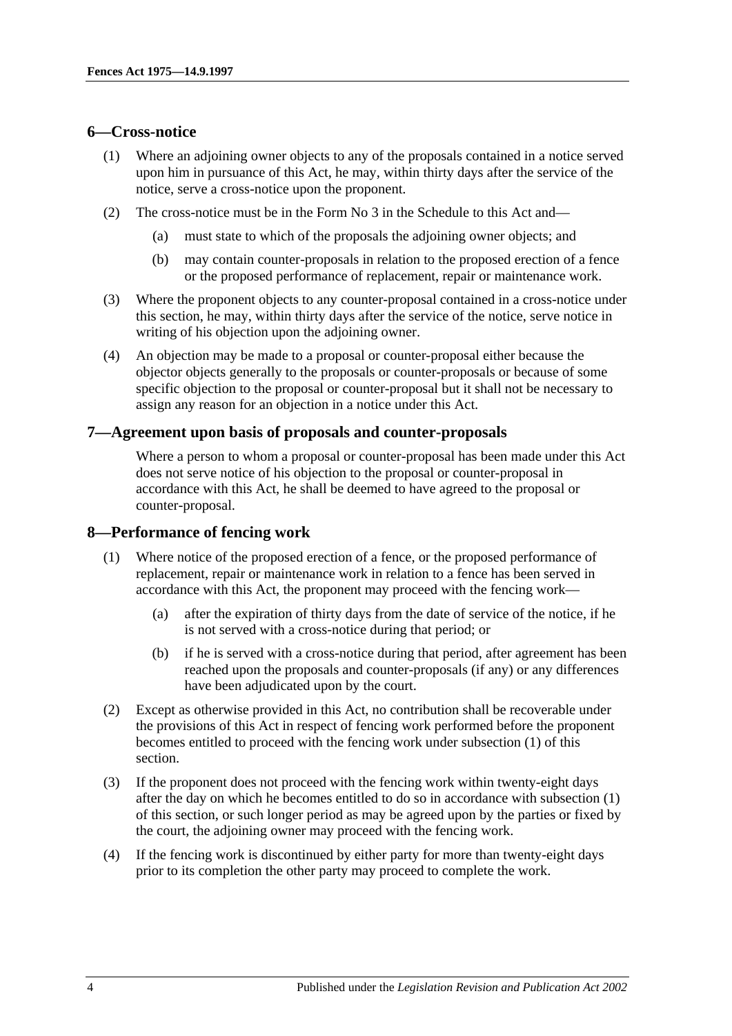## 6—Cross-notice

(1) Where an adjoining owner objects to any of the proposals contained in a notice served upon him in pursuance of this Act, he may, within thirty days after the service of the notice, serve a cross-notice upon the proponent.

(2) The cross-notice must be in the Form No 3 in the Schedule to this Act and—

- (a) must state to which of the proposals the adjoining owner objects; and
- (b) may contain counter-proposals in relation to the proposed erection of a fence or the proposed performance of replacement, repair or maintenance work.

(3) Where the proponent objects to any counter-proposal contained in a cross-notice under this section, he may, within thirty days after the service of the notice, serve notice in writing of his objection upon the adjoining owner.

(4) An objection may be made to a proposal or counter-proposal either because the objector objects generally to the proposals or counter-proposals or because of some specific objection to the proposal or counter-proposal but it shall not be necessary to assign any reason for an objection in a notice under this Act.

## 7—Agreement upon basis of proposals and counter-proposals

Where a person to whom a proposal or counter-proposal has been made under this Act does not serve notice of his objection to the proposal or counter-proposal in accordance with this Act, he shall be deemed to have agreed to the proposal or counter-proposal.

## 8—Performance of fencing work

(1) Where notice of the proposed erection of a fence, or the proposed performance of replacement, repair or maintenance work in relation to a fence has been served in accordance with this Act, the proponent may proceed with the fencing work—

- (a) after the expiration of thirty days from the date of service of the notice, if he is not served with a cross-notice during that period; or
- (b) if he is served with a cross-notice during that period, after agreement has been reached upon the proposals and counter-proposals (if any) or any differences have been adjudicated upon by the court.

(2) Except as otherwise provided in this Act, no contribution shall be recoverable under the provisions of this Act in respect of fencing work performed before the proponent becomes entitled to proceed with the fencing work under subsection (1) of this section.

(3) If the proponent does not proceed with the fencing work within twenty-eight days after the day on which he becomes entitled to do so in accordance with subsection (1) of this section, or such longer period as may be agreed upon by the parties or fixed by the court, the adjoining owner may proceed with the fencing work.

(4) If the fencing work is discontinued by either party for more than twenty-eight days prior to its completion the other party may proceed to complete the work.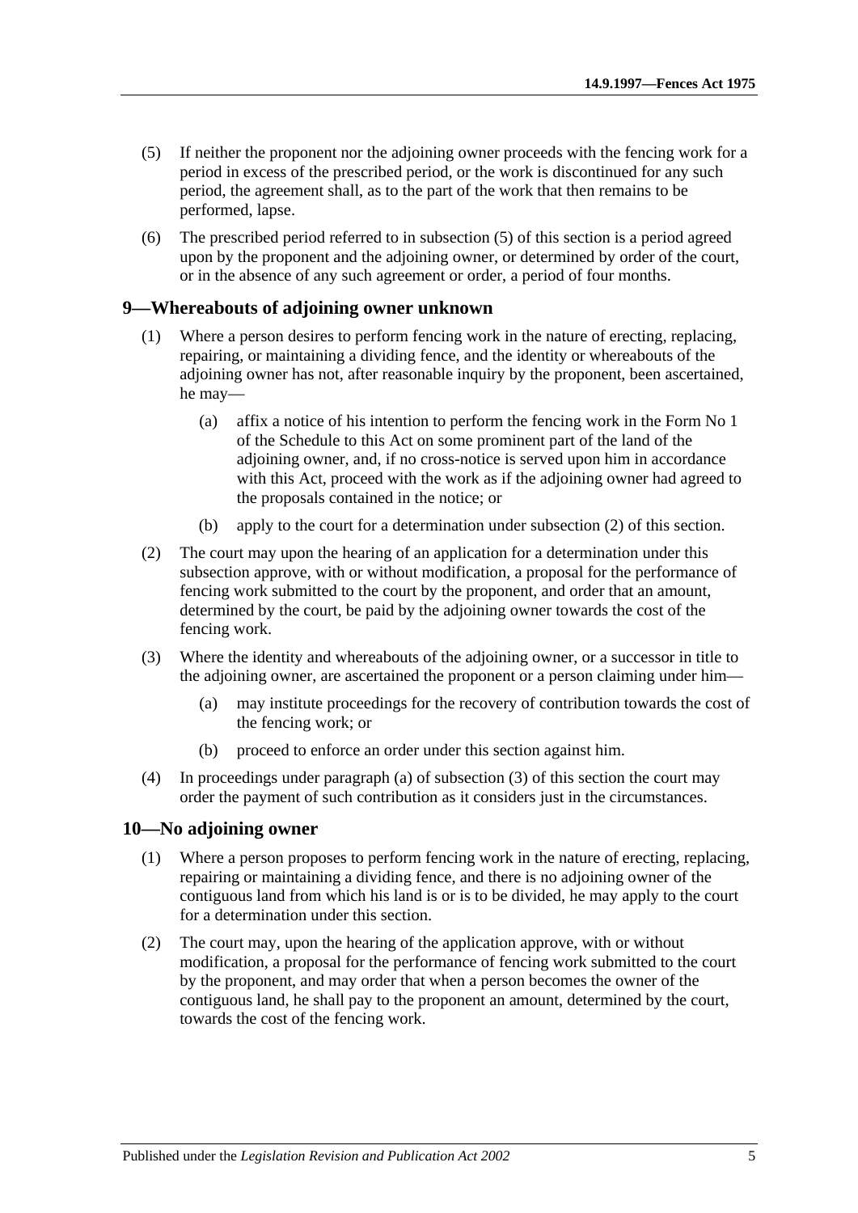(5) If neither the proponent nor the adjoining owner proceeds with the fencing work for a period in excess of the prescribed period, or the work is discontinued for any such period, the agreement shall, as to the part of the work that then remains to be performed, lapse.

(6) The prescribed period referred to in subsection (5) of this section is a period agreed upon by the proponent and the adjoining owner, or determined by order of the court, or in the absence of any such agreement or order, a period of four months.

## 9—Whereabouts of adjoining owner unknown

(1) Where a person desires to perform fencing work in the nature of erecting, replacing, repairing, or maintaining a dividing fence, and the identity or whereabouts of the adjoining owner has not, after reasonable inquiry by the proponent, been ascertained, he may—

(a) affix a notice of his intention to perform the fencing work in the Form No 1 of the Schedule to this Act on some prominent part of the land of the adjoining owner, and, if no cross-notice is served upon him in accordance with this Act, proceed with the work as if the adjoining owner had agreed to the proposals contained in the notice; or

(b) apply to the court for a determination under subsection (2) of this section.

(2) The court may upon the hearing of an application for a determination under this subsection approve, with or without modification, a proposal for the performance of fencing work submitted to the court by the proponent, and order that an amount, determined by the court, be paid by the adjoining owner towards the cost of the fencing work.

(3) Where the identity and whereabouts of the adjoining owner, or a successor in title to the adjoining owner, are ascertained the proponent or a person claiming under him—

(a) may institute proceedings for the recovery of contribution towards the cost of the fencing work; or

(b) proceed to enforce an order under this section against him.

(4) In proceedings under paragraph (a) of subsection (3) of this section the court may order the payment of such contribution as it considers just in the circumstances.

## 10—No adjoining owner

(1) Where a person proposes to perform fencing work in the nature of erecting, replacing, repairing or maintaining a dividing fence, and there is no adjoining owner of the contiguous land from which his land is or is to be divided, he may apply to the court for a determination under this section.

(2) The court may, upon the hearing of the application approve, with or without modification, a proposal for the performance of fencing work submitted to the court by the proponent, and may order that when a person becomes the owner of the contiguous land, he shall pay to the proponent an amount, determined by the court, towards the cost of the fencing work.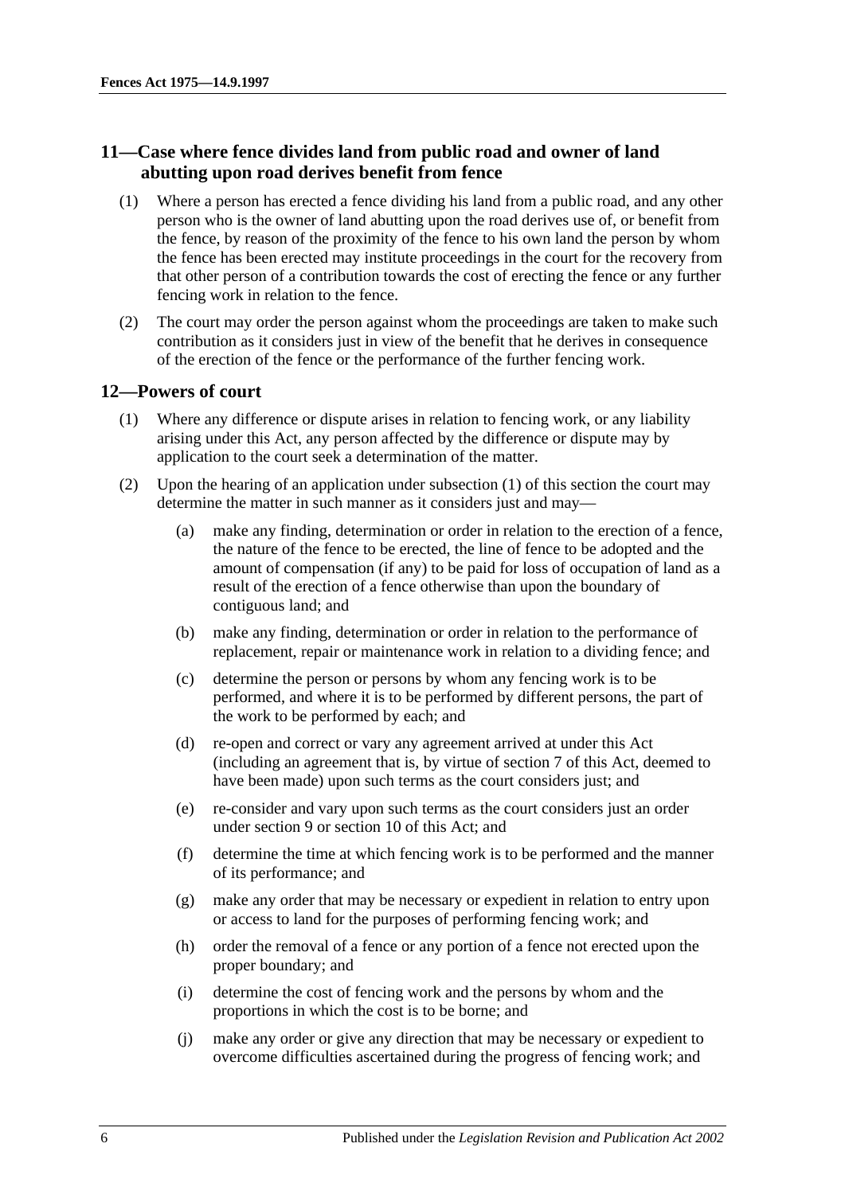## 11—Case where fence divides land from public road and owner of land abutting upon road derives benefit from fence

(1) Where a person has erected a fence dividing his land from a public road, and any other person who is the owner of land abutting upon the road derives use of, or benefit from the fence, by reason of the proximity of the fence to his own land the person by whom the fence has been erected may institute proceedings in the court for the recovery from that other person of a contribution towards the cost of erecting the fence or any further fencing work in relation to the fence.

(2) The court may order the person against whom the proceedings are taken to make such contribution as it considers just in view of the benefit that he derives in consequence of the erection of the fence or the performance of the further fencing work.

## 12—Powers of court

(1) Where any difference or dispute arises in relation to fencing work, or any liability arising under this Act, any person affected by the difference or dispute may by application to the court seek a determination of the matter.

(2) Upon the hearing of an application under subsection (1) of this section the court may determine the matter in such manner as it considers just and may—

(a) make any finding, determination or order in relation to the erection of a fence, the nature of the fence to be erected, the line of fence to be adopted and the amount of compensation (if any) to be paid for loss of occupation of land as a result of the erection of a fence otherwise than upon the boundary of contiguous land; and

(b) make any finding, determination or order in relation to the performance of replacement, repair or maintenance work in relation to a dividing fence; and

(c) determine the person or persons by whom any fencing work is to be performed, and where it is to be performed by different persons, the part of the work to be performed by each; and

(d) re-open and correct or vary any agreement arrived at under this Act (including an agreement that is, by virtue of section 7 of this Act, deemed to have been made) upon such terms as the court considers just; and

(e) re-consider and vary upon such terms as the court considers just an order under section 9 or section 10 of this Act; and

(f) determine the time at which fencing work is to be performed and the manner of its performance; and

(g) make any order that may be necessary or expedient in relation to entry upon or access to land for the purposes of performing fencing work; and

(h) order the removal of a fence or any portion of a fence not erected upon the proper boundary; and

(i) determine the cost of fencing work and the persons by whom and the proportions in which the cost is to be borne; and

(j) make any order or give any direction that may be necessary or expedient to overcome difficulties ascertained during the progress of fencing work; and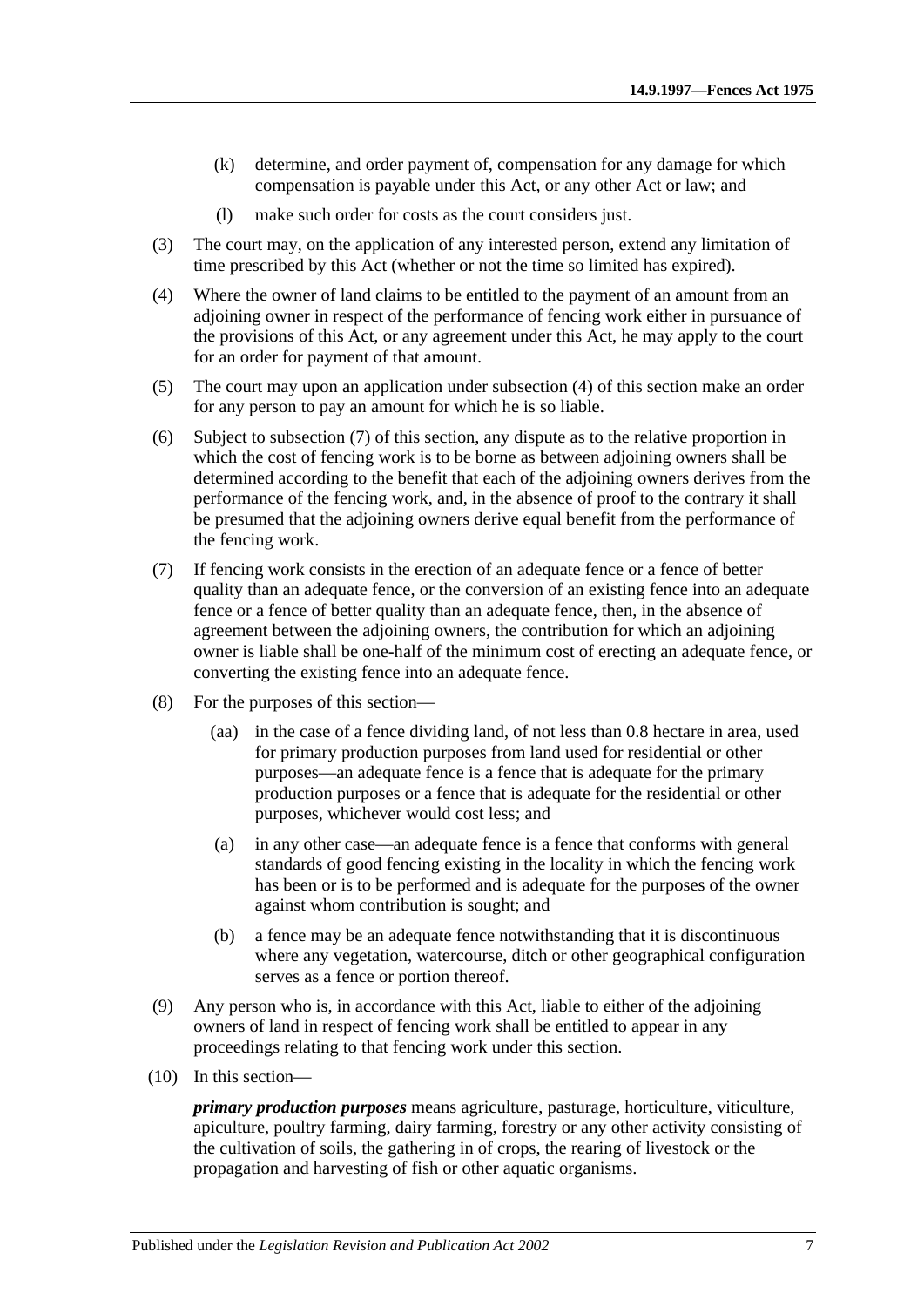(k) determine, and order payment of, compensation for any damage for which compensation is payable under this Act, or any other Act or law; and

(l) make such order for costs as the court considers just.

(3) The court may, on the application of any interested person, extend any limitation of time prescribed by this Act (whether or not the time so limited has expired).

(4) Where the owner of land claims to be entitled to the payment of an amount from an adjoining owner in respect of the performance of fencing work either in pursuance of the provisions of this Act, or any agreement under this Act, he may apply to the court for an order for payment of that amount.

(5) The court may upon an application under subsection (4) of this section make an order for any person to pay an amount for which he is so liable.

(6) Subject to subsection (7) of this section, any dispute as to the relative proportion in which the cost of fencing work is to be borne as between adjoining owners shall be determined according to the benefit that each of the adjoining owners derives from the performance of the fencing work, and, in the absence of proof to the contrary it shall be presumed that the adjoining owners derive equal benefit from the performance of the fencing work.

(7) If fencing work consists in the erection of an adequate fence or a fence of better quality than an adequate fence, or the conversion of an existing fence into an adequate fence or a fence of better quality than an adequate fence, then, in the absence of agreement between the adjoining owners, the contribution for which an adjoining owner is liable shall be one-half of the minimum cost of erecting an adequate fence, or converting the existing fence into an adequate fence.

(8) For the purposes of this section—

(aa) in the case of a fence dividing land, of not less than 0.8 hectare in area, used for primary production purposes from land used for residential or other purposes—an adequate fence is a fence that is adequate for the primary production purposes or a fence that is adequate for the residential or other purposes, whichever would cost less; and

(a) in any other case—an adequate fence is a fence that conforms with general standards of good fencing existing in the locality in which the fencing work has been or is to be performed and is adequate for the purposes of the owner against whom contribution is sought; and

(b) a fence may be an adequate fence notwithstanding that it is discontinuous where any vegetation, watercourse, ditch or other geographical configuration serves as a fence or portion thereof.

(9) Any person who is, in accordance with this Act, liable to either of the adjoining owners of land in respect of fencing work shall be entitled to appear in any proceedings relating to that fencing work under this section.

(10) In this section—

***primary production purposes*** means agriculture, pasturage, horticulture, viticulture, apiculture, poultry farming, dairy farming, forestry or any other activity consisting of the cultivation of soils, the gathering in of crops, the rearing of livestock or the propagation and harvesting of fish or other aquatic organisms.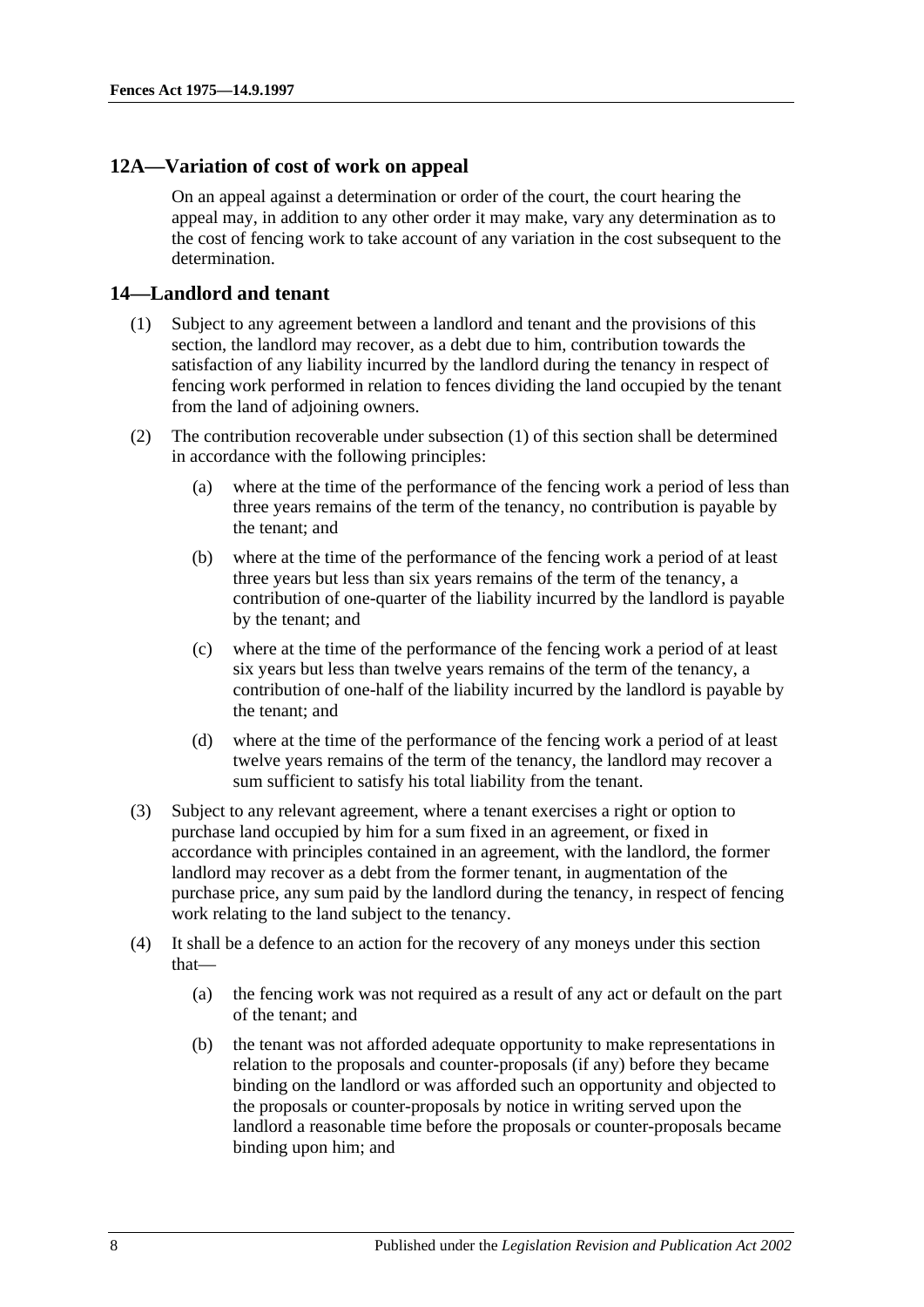## 12A—Variation of cost of work on appeal

On an appeal against a determination or order of the court, the court hearing the appeal may, in addition to any other order it may make, vary any determination as to the cost of fencing work to take account of any variation in the cost subsequent to the determination.

## 14—Landlord and tenant

(1) Subject to any agreement between a landlord and tenant and the provisions of this section, the landlord may recover, as a debt due to him, contribution towards the satisfaction of any liability incurred by the landlord during the tenancy in respect of fencing work performed in relation to fences dividing the land occupied by the tenant from the land of adjoining owners.

(2) The contribution recoverable under subsection (1) of this section shall be determined in accordance with the following principles:

- (a) where at the time of the performance of the fencing work a period of less than three years remains of the term of the tenancy, no contribution is payable by the tenant; and
- (b) where at the time of the performance of the fencing work a period of at least three years but less than six years remains of the term of the tenancy, a contribution of one-quarter of the liability incurred by the landlord is payable by the tenant; and
- (c) where at the time of the performance of the fencing work a period of at least six years but less than twelve years remains of the term of the tenancy, a contribution of one-half of the liability incurred by the landlord is payable by the tenant; and
- (d) where at the time of the performance of the fencing work a period of at least twelve years remains of the term of the tenancy, the landlord may recover a sum sufficient to satisfy his total liability from the tenant.

(3) Subject to any relevant agreement, where a tenant exercises a right or option to purchase land occupied by him for a sum fixed in an agreement, or fixed in accordance with principles contained in an agreement, with the landlord, the former landlord may recover as a debt from the former tenant, in augmentation of the purchase price, any sum paid by the landlord during the tenancy, in respect of fencing work relating to the land subject to the tenancy.

(4) It shall be a defence to an action for the recovery of any moneys under this section that—

- (a) the fencing work was not required as a result of any act or default on the part of the tenant; and
- (b) the tenant was not afforded adequate opportunity to make representations in relation to the proposals and counter-proposals (if any) before they became binding on the landlord or was afforded such an opportunity and objected to the proposals or counter-proposals by notice in writing served upon the landlord a reasonable time before the proposals or counter-proposals became binding upon him; and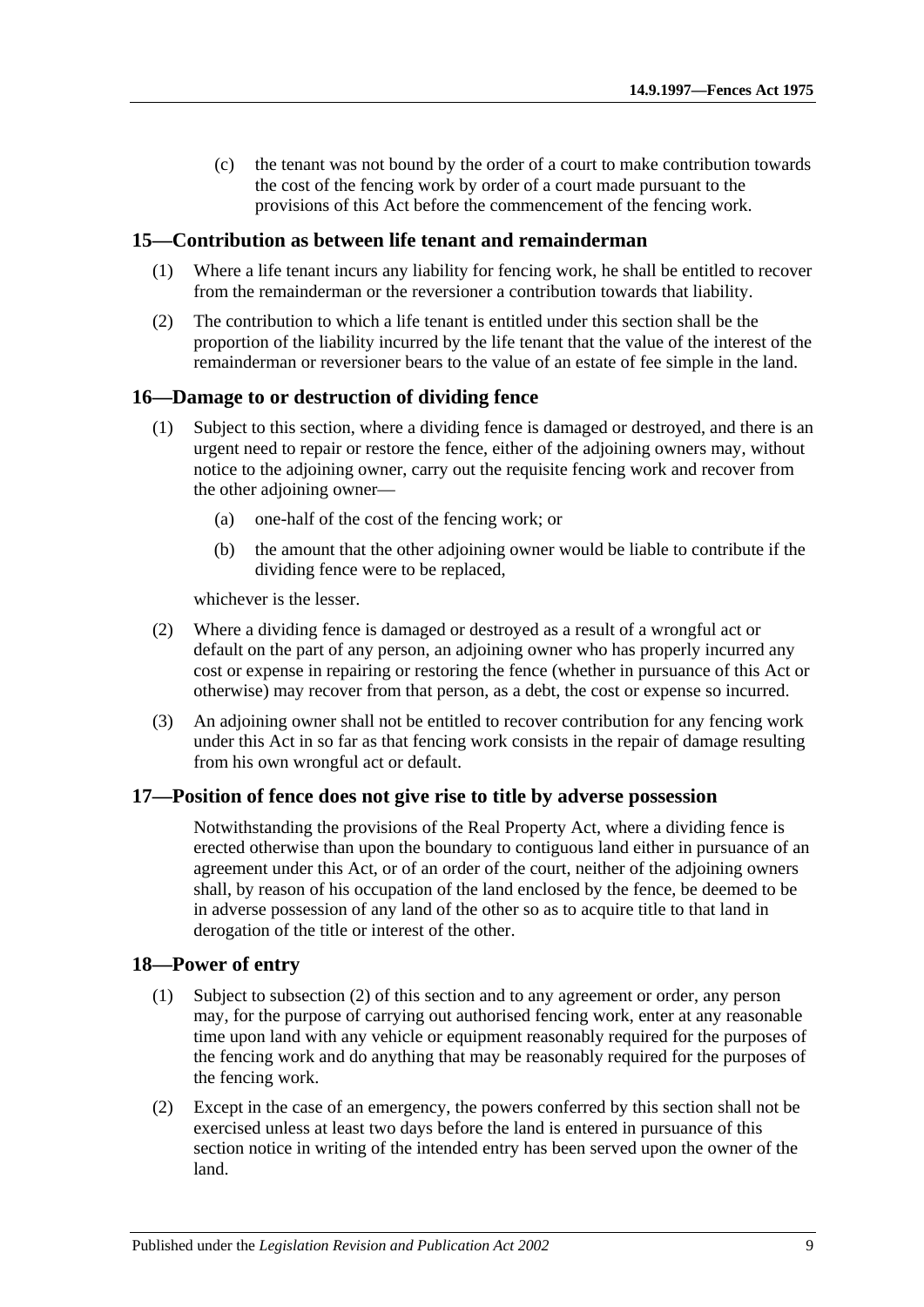(c) the tenant was not bound by the order of a court to make contribution towards the cost of the fencing work by order of a court made pursuant to the provisions of this Act before the commencement of the fencing work.

## 15—Contribution as between life tenant and remainderman

(1) Where a life tenant incurs any liability for fencing work, he shall be entitled to recover from the remainderman or the reversioner a contribution towards that liability.

(2) The contribution to which a life tenant is entitled under this section shall be the proportion of the liability incurred by the life tenant that the value of the interest of the remainderman or reversioner bears to the value of an estate of fee simple in the land.

## 16—Damage to or destruction of dividing fence

(1) Subject to this section, where a dividing fence is damaged or destroyed, and there is an urgent need to repair or restore the fence, either of the adjoining owners may, without notice to the adjoining owner, carry out the requisite fencing work and recover from the other adjoining owner—

- (a) one-half of the cost of the fencing work; or
- (b) the amount that the other adjoining owner would be liable to contribute if the dividing fence were to be replaced,

whichever is the lesser.

(2) Where a dividing fence is damaged or destroyed as a result of a wrongful act or default on the part of any person, an adjoining owner who has properly incurred any cost or expense in repairing or restoring the fence (whether in pursuance of this Act or otherwise) may recover from that person, as a debt, the cost or expense so incurred.

(3) An adjoining owner shall not be entitled to recover contribution for any fencing work under this Act in so far as that fencing work consists in the repair of damage resulting from his own wrongful act or default.

## 17—Position of fence does not give rise to title by adverse possession

Notwithstanding the provisions of the Real Property Act, where a dividing fence is erected otherwise than upon the boundary to contiguous land either in pursuance of an agreement under this Act, or of an order of the court, neither of the adjoining owners shall, by reason of his occupation of the land enclosed by the fence, be deemed to be in adverse possession of any land of the other so as to acquire title to that land in derogation of the title or interest of the other.

## 18—Power of entry

(1) Subject to subsection (2) of this section and to any agreement or order, any person may, for the purpose of carrying out authorised fencing work, enter at any reasonable time upon land with any vehicle or equipment reasonably required for the purposes of the fencing work and do anything that may be reasonably required for the purposes of the fencing work.

(2) Except in the case of an emergency, the powers conferred by this section shall not be exercised unless at least two days before the land is entered in pursuance of this section notice in writing of the intended entry has been served upon the owner of the land.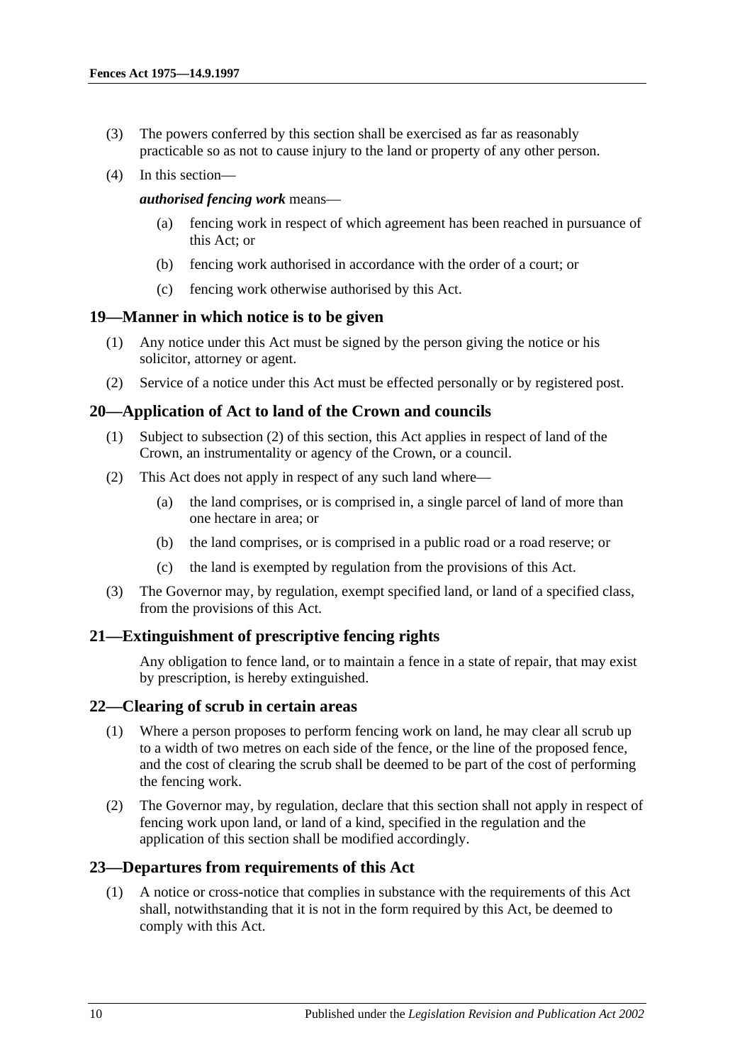(3) The powers conferred by this section shall be exercised as far as reasonably practicable so as not to cause injury to the land or property of any other person.

(4) In this section—

***authorised fencing work*** means—

(a) fencing work in respect of which agreement has been reached in pursuance of this Act; or

(b) fencing work authorised in accordance with the order of a court; or

(c) fencing work otherwise authorised by this Act.

## 19—Manner in which notice is to be given

(1) Any notice under this Act must be signed by the person giving the notice or his solicitor, attorney or agent.

(2) Service of a notice under this Act must be effected personally or by registered post.

## 20—Application of Act to land of the Crown and councils

(1) Subject to subsection (2) of this section, this Act applies in respect of land of the Crown, an instrumentality or agency of the Crown, or a council.

(2) This Act does not apply in respect of any such land where—

(a) the land comprises, or is comprised in, a single parcel of land of more than one hectare in area; or

(b) the land comprises, or is comprised in a public road or a road reserve; or

(c) the land is exempted by regulation from the provisions of this Act.

(3) The Governor may, by regulation, exempt specified land, or land of a specified class, from the provisions of this Act.

## 21—Extinguishment of prescriptive fencing rights

Any obligation to fence land, or to maintain a fence in a state of repair, that may exist by prescription, is hereby extinguished.

## 22—Clearing of scrub in certain areas

(1) Where a person proposes to perform fencing work on land, he may clear all scrub up to a width of two metres on each side of the fence, or the line of the proposed fence, and the cost of clearing the scrub shall be deemed to be part of the cost of performing the fencing work.

(2) The Governor may, by regulation, declare that this section shall not apply in respect of fencing work upon land, or land of a kind, specified in the regulation and the application of this section shall be modified accordingly.

## 23—Departures from requirements of this Act

(1) A notice or cross-notice that complies in substance with the requirements of this Act shall, notwithstanding that it is not in the form required by this Act, be deemed to comply with this Act.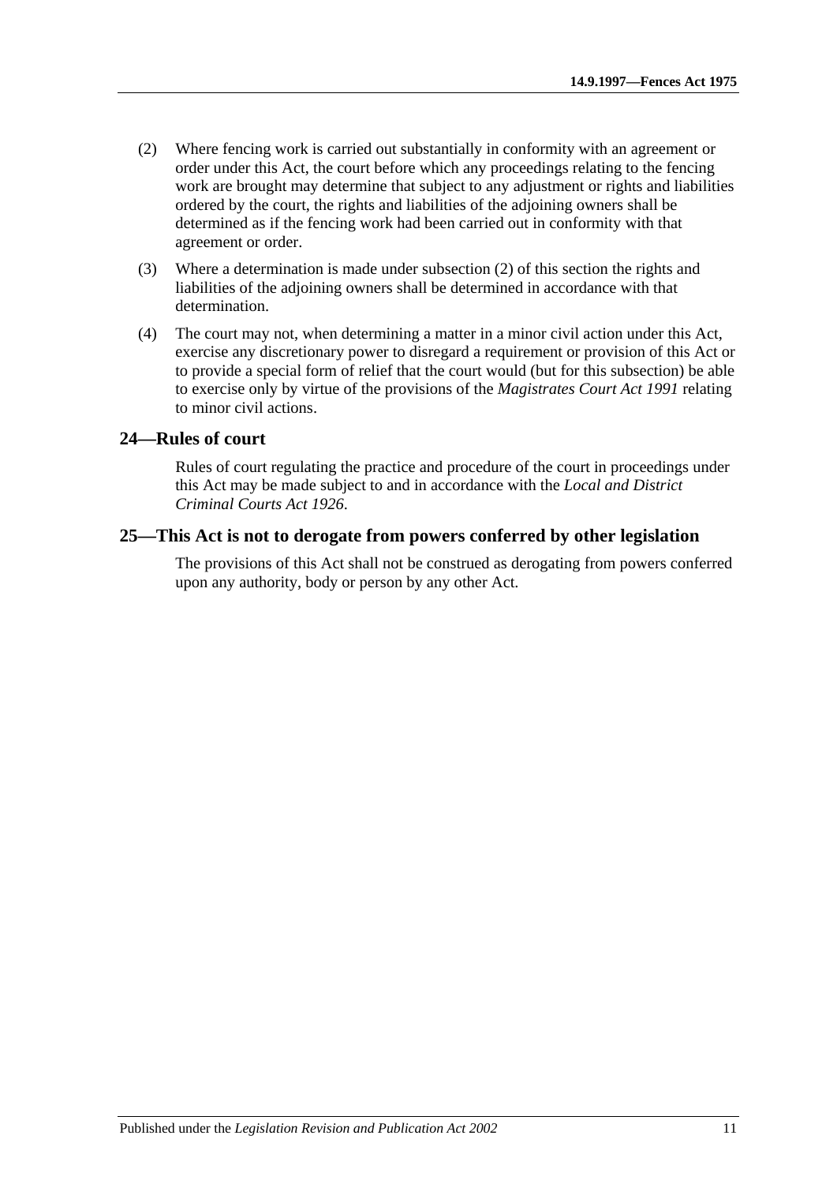(2) Where fencing work is carried out substantially in conformity with an agreement or order under this Act, the court before which any proceedings relating to the fencing work are brought may determine that subject to any adjustment or rights and liabilities ordered by the court, the rights and liabilities of the adjoining owners shall be determined as if the fencing work had been carried out in conformity with that agreement or order.

(3) Where a determination is made under subsection (2) of this section the rights and liabilities of the adjoining owners shall be determined in accordance with that determination.

(4) The court may not, when determining a matter in a minor civil action under this Act, exercise any discretionary power to disregard a requirement or provision of this Act or to provide a special form of relief that the court would (but for this subsection) be able to exercise only by virtue of the provisions of the *Magistrates Court Act 1991* relating to minor civil actions.

## 24—Rules of court

Rules of court regulating the practice and procedure of the court in proceedings under this Act may be made subject to and in accordance with the *Local and District Criminal Courts Act 1926*.

## 25—This Act is not to derogate from powers conferred by other legislation

The provisions of this Act shall not be construed as derogating from powers conferred upon any authority, body or person by any other Act.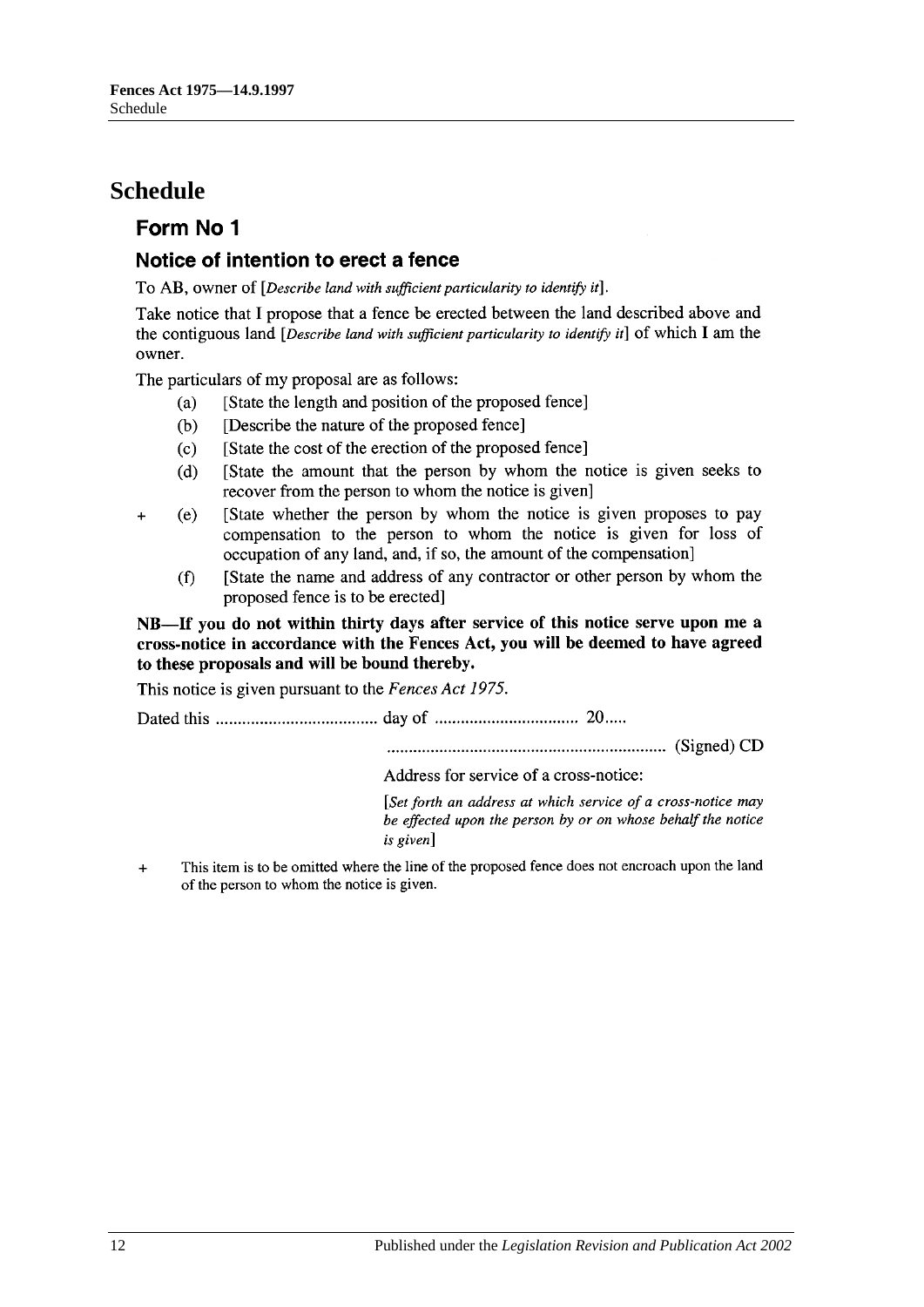# Schedule

## Form No 1

### Notice of intention to erect a fence

To AB, owner of [*Describe land with sufficient particularity to identify it*].

Take notice that I propose that a fence be erected between the land described above and the contiguous land [*Describe land with sufficient particularity to identify it*] of which I am the owner.

The particulars of my proposal are as follows:

(a) [State the length and position of the proposed fence]

(b) [Describe the nature of the proposed fence]

(c) [State the cost of the erection of the proposed fence]

(d) [State the amount that the person by whom the notice is given seeks to recover from the person to whom the notice is given]

+ (e) [State whether the person by whom the notice is given proposes to pay compensation to the person to whom the notice is given for loss of occupation of any land, and, if so, the amount of the compensation]

(f) [State the name and address of any contractor or other person by whom the proposed fence is to be erected]

**NB—If you do not within thirty days after service of this notice serve upon me a cross-notice in accordance with the Fences Act, you will be deemed to have agreed to these proposals and will be bound thereby.**

This notice is given pursuant to the *Fences Act 1975*.

Dated this .................................... day of ................................ 20.....

............................................................... (Signed) CD

Address for service of a cross-notice:

[*Set forth an address at which service of a cross-notice may be effected upon the person by or on whose behalf the notice is given*]

+ This item is to be omitted where the line of the proposed fence does not encroach upon the land of the person to whom the notice is given.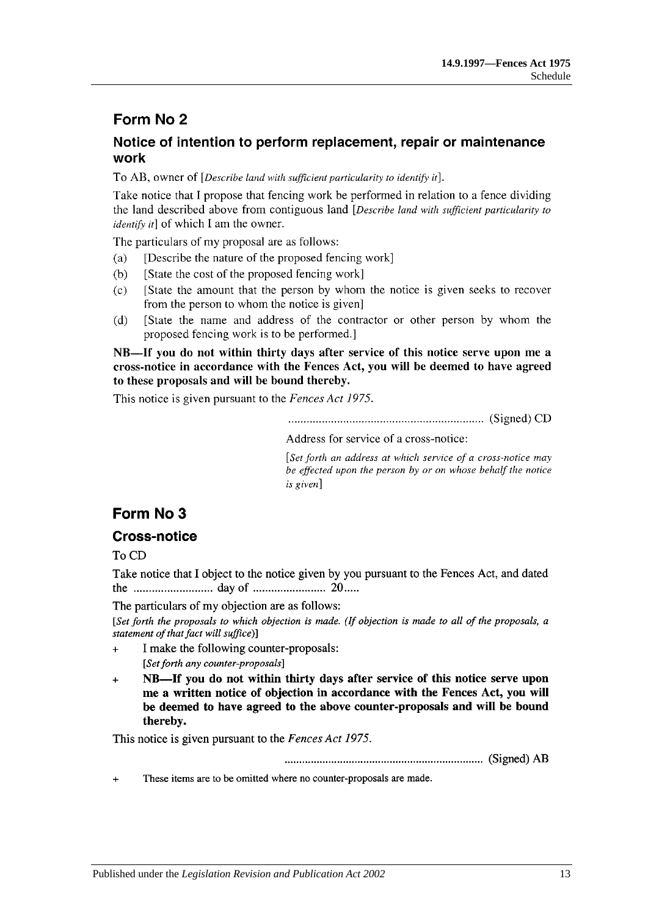## Form No 2

### Notice of intention to perform replacement, repair or maintenance work

To AB, owner of [*Describe land with sufficient particularity to identify it*].

Take notice that I propose that fencing work be performed in relation to a fence dividing the land described above from contiguous land [*Describe land with sufficient particularity to identify it*] of which I am the owner.

The particulars of my proposal are as follows:

(a) [Describe the nature of the proposed fencing work]

(b) [State the cost of the proposed fencing work]

(c) [State the amount that the person by whom the notice is given seeks to recover from the person to whom the notice is given]

(d) [State the name and address of the contractor or other person by whom the proposed fencing work is to be performed.]

**NB—If you do not within thirty days after service of this notice serve upon me a cross-notice in accordance with the Fences Act, you will be deemed to have agreed to these proposals and will be bound thereby.**

This notice is given pursuant to the *Fences Act 1975*.

................................................................ (Signed) CD

Address for service of a cross-notice:

[*Set forth an address at which service of a cross-notice may be effected upon the person by or on whose behalf the notice is given*]

## Form No 3

### Cross-notice

To CD

Take notice that I object to the notice given by you pursuant to the Fences Act, and dated the .......................... day of ........................ 20.....

The particulars of my objection are as follows:

[*Set forth the proposals to which objection is made. (If objection is made to all of the proposals, a statement of that fact will suffice)*]

\+ I make the following counter-proposals:

[*Set forth any counter-proposals*]

\+ **NB—If you do not within thirty days after service of this notice serve upon me a written notice of objection in accordance with the Fences Act, you will be deemed to have agreed to the above counter-proposals and will be bound thereby.**

This notice is given pursuant to the *Fences Act 1975*.

................................................................ (Signed) AB

\+ These items are to be omitted where no counter-proposals are made.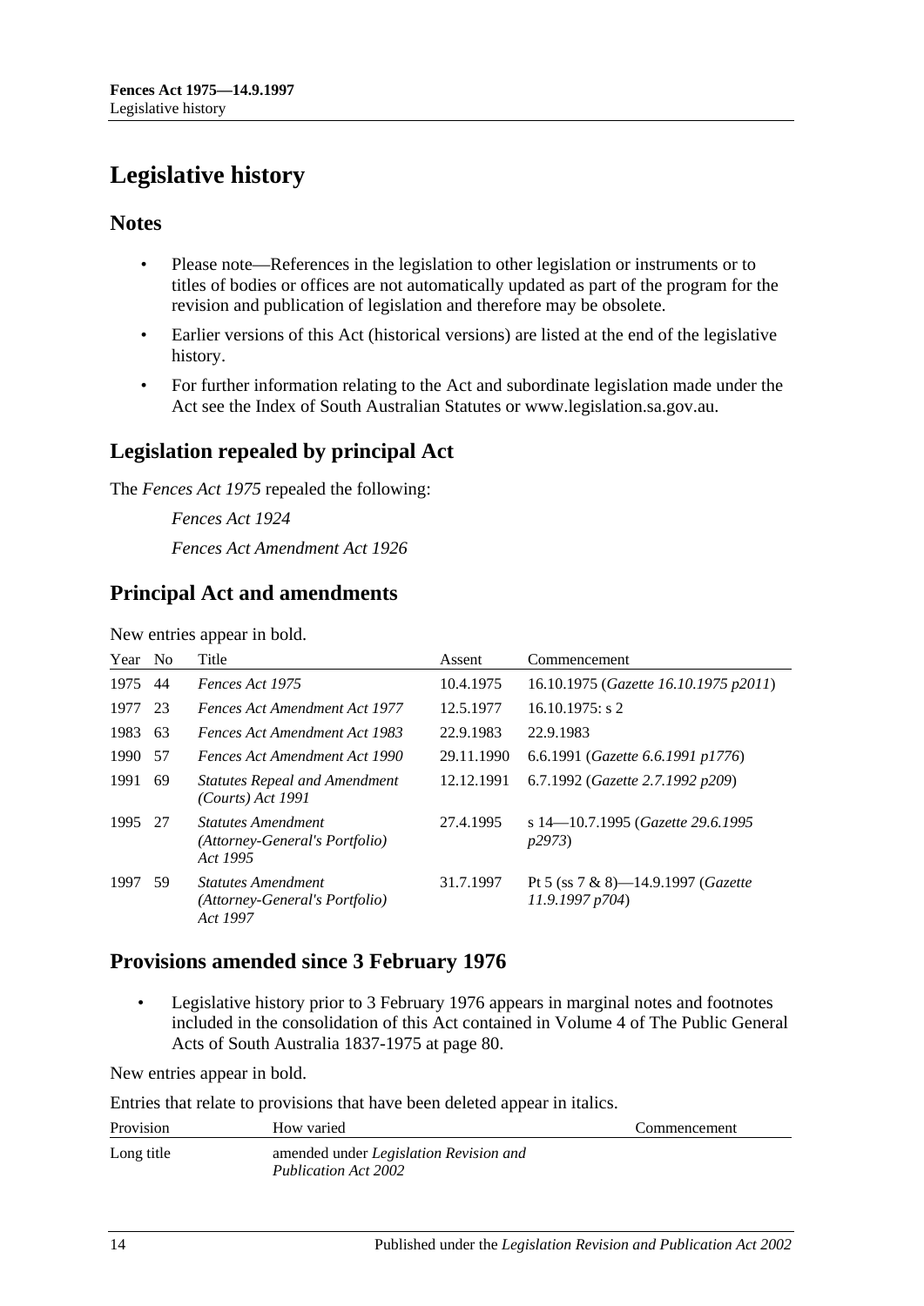# Legislative history

## Notes

- Please note—References in the legislation to other legislation or instruments or to titles of bodies or offices are not automatically updated as part of the program for the revision and publication of legislation and therefore may be obsolete.
- Earlier versions of this Act (historical versions) are listed at the end of the legislative history.
- For further information relating to the Act and subordinate legislation made under the Act see the Index of South Australian Statutes or www.legislation.sa.gov.au.

## Legislation repealed by principal Act

The *Fences Act 1975* repealed the following:

*Fences Act 1924*

*Fences Act Amendment Act 1926*

## Principal Act and amendments

New entries appear in bold.

| Year | No | Title | Assent | Commencement |
|---|---|---|---|---|
| 1975 | 44 | *Fences Act 1975* | 10.4.1975 | 16.10.1975 (*Gazette 16.10.1975 p2011*) |
| 1977 | 23 | *Fences Act Amendment Act 1977* | 12.5.1977 | 16.10.1975: s 2 |
| 1983 | 63 | *Fences Act Amendment Act 1983* | 22.9.1983 | 22.9.1983 |
| 1990 | 57 | *Fences Act Amendment Act 1990* | 29.11.1990 | 6.6.1991 (*Gazette 6.6.1991 p1776*) |
| 1991 | 69 | *Statutes Repeal and Amendment (Courts) Act 1991* | 12.12.1991 | 6.7.1992 (*Gazette 2.7.1992 p209*) |
| 1995 | 27 | *Statutes Amendment (Attorney-General's Portfolio) Act 1995* | 27.4.1995 | s 14—10.7.1995 (*Gazette 29.6.1995 p2973*) |
| 1997 | 59 | *Statutes Amendment (Attorney-General's Portfolio) Act 1997* | 31.7.1997 | Pt 5 (ss 7 & 8)—14.9.1997 (*Gazette 11.9.1997 p704*) |

## Provisions amended since 3 February 1976

- Legislative history prior to 3 February 1976 appears in marginal notes and footnotes included in the consolidation of this Act contained in Volume 4 of The Public General Acts of South Australia 1837-1975 at page 80.

New entries appear in bold.

Entries that relate to provisions that have been deleted appear in italics.

| Provision | How varied | Commencement |
|---|---|---|
| Long title | amended under *Legislation Revision and Publication Act 2002* | |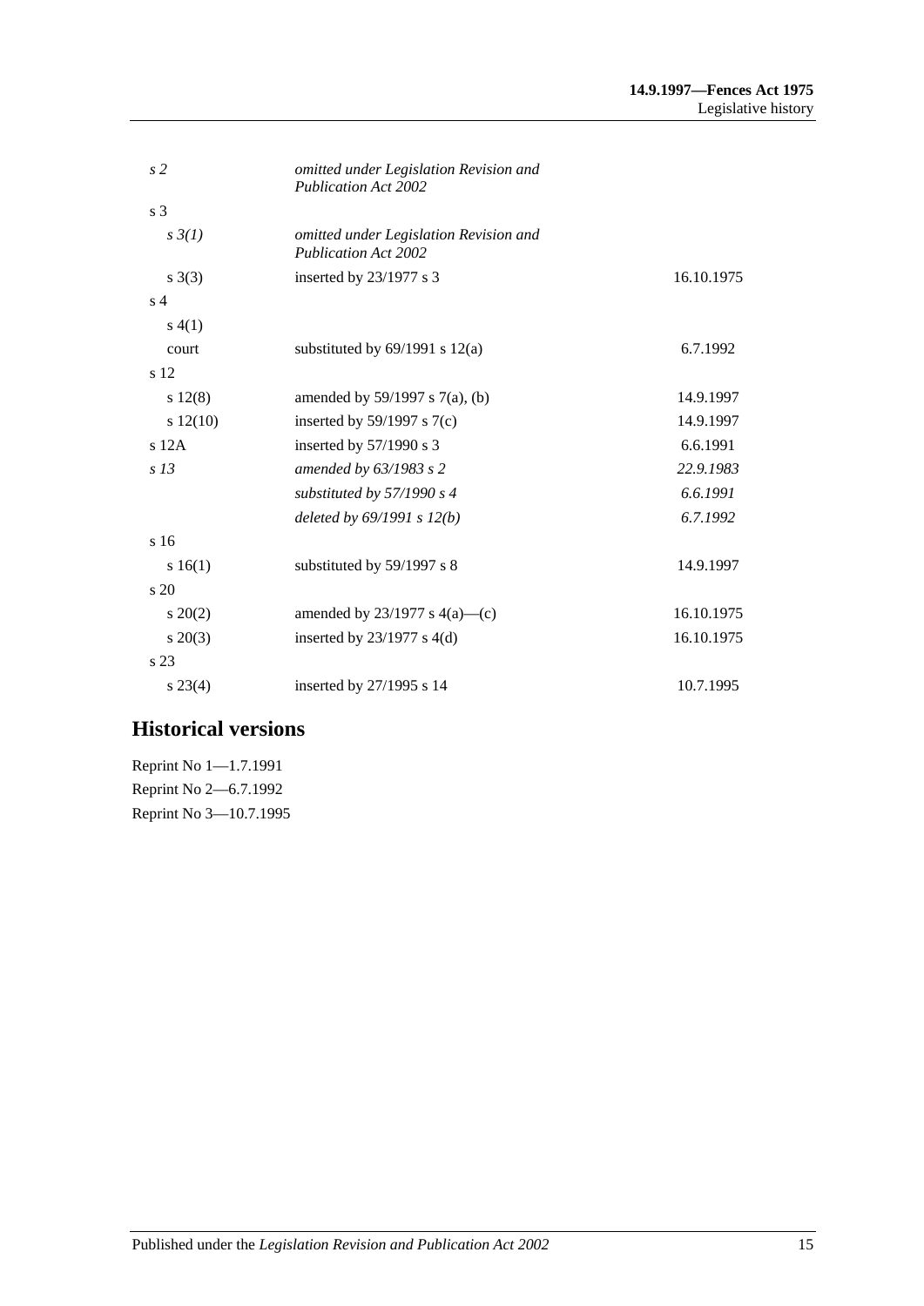| | | |
|---|---|---|
| *s 2* | *omitted under Legislation Revision and Publication Act 2002* | |
| s 3 | | |
| *s 3(1)* | *omitted under Legislation Revision and Publication Act 2002* | |
| s 3(3) | inserted by 23/1977 s 3 | 16.10.1975 |
| s 4 | | |
| s 4(1) | | |
| court | substituted by 69/1991 s 12(a) | 6.7.1992 |
| s 12 | | |
| s 12(8) | amended by 59/1997 s 7(a), (b) | 14.9.1997 |
| s 12(10) | inserted by 59/1997 s 7(c) | 14.9.1997 |
| s 12A | inserted by 57/1990 s 3 | 6.6.1991 |
| *s 13* | *amended by 63/1983 s 2* | *22.9.1983* |
| | *substituted by 57/1990 s 4* | *6.6.1991* |
| | *deleted by 69/1991 s 12(b)* | *6.7.1992* |
| s 16 | | |
| s 16(1) | substituted by 59/1997 s 8 | 14.9.1997 |
| s 20 | | |
| s 20(2) | amended by 23/1977 s 4(a)—(c) | 16.10.1975 |
| s 20(3) | inserted by 23/1977 s 4(d) | 16.10.1975 |
| s 23 | | |
| s 23(4) | inserted by 27/1995 s 14 | 10.7.1995 |

## Historical versions

Reprint No 1—1.7.1991

Reprint No 2—6.7.1992

Reprint No 3—10.7.1995